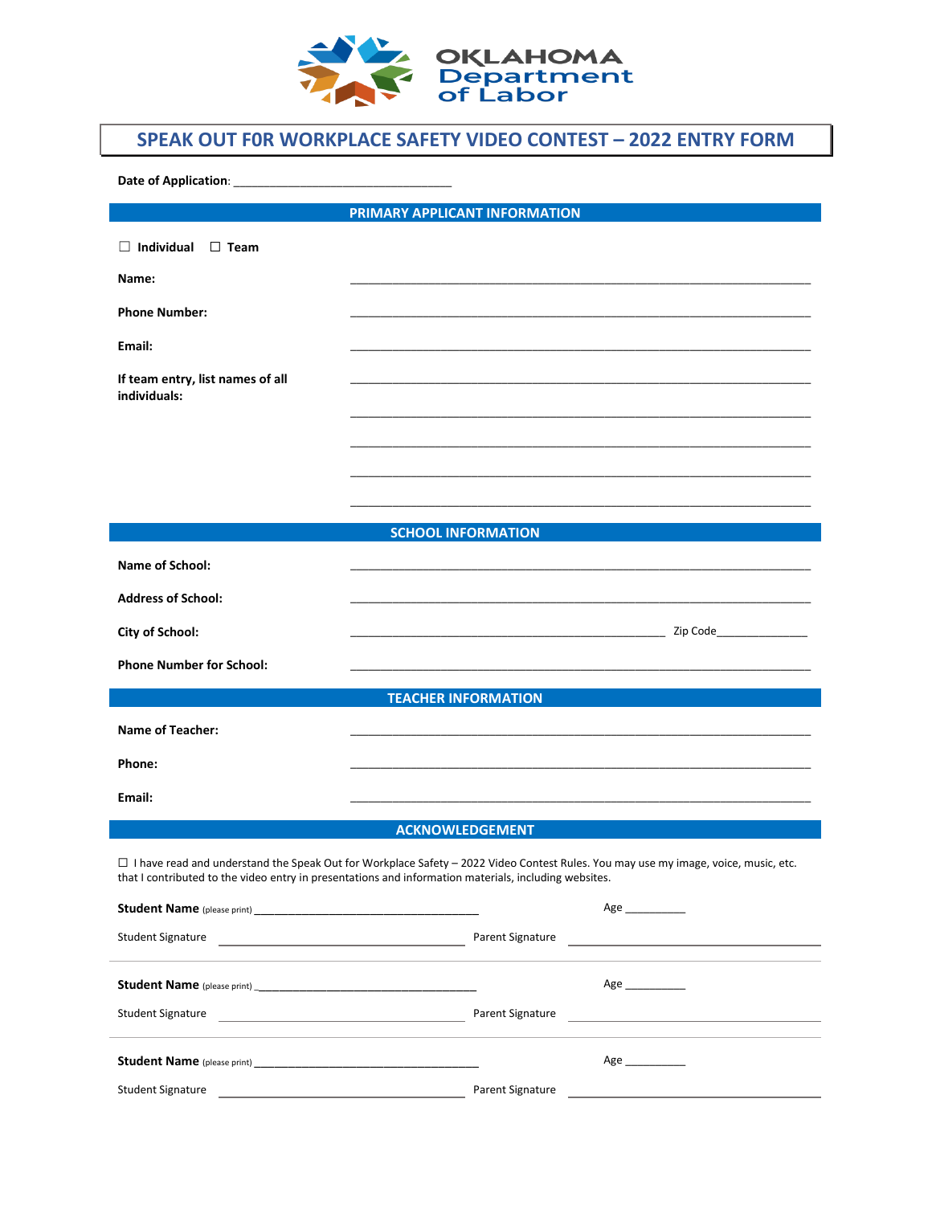OKLAHOMA Department of Labor

# SPEAK OUT F0R WORKPLACE SAFETY VIDEO CONTEST – 2022 ENTRY FORM

**Date of Application**: ______________________________

## PRIMARY APPLICANT INFORMATION

☐ **Individual** ☐ **Team**

**Name:** ______________________________

**Phone Number:** ______________________________

**Email:** ______________________________

**If team entry, list names of all individuals:** ______________________________

______________________________

______________________________

______________________________

______________________________

## SCHOOL INFORMATION

**Name of School:** ______________________________

**Address of School:** ______________________________

**City of School:** ______________________________ Zip Code______________

**Phone Number for School:** ______________________________

## TEACHER INFORMATION

**Name of Teacher:** ______________________________

**Phone:** ______________________________

**Email:** ______________________________

## ACKNOWLEDGEMENT

☐ I have read and understand the Speak Out for Workplace Safety – 2022 Video Contest Rules. You may use my image, voice, music, etc. that I contributed to the video entry in presentations and information materials, including websites.

**Student Name** (please print) ______________________________ Age __________

Student Signature ______________________________ Parent Signature ______________________________

---

**Student Name** (please print) ______________________________ Age __________

Student Signature ______________________________ Parent Signature ______________________________

---

**Student Name** (please print) ______________________________ Age __________

Student Signature ______________________________ Parent Signature ______________________________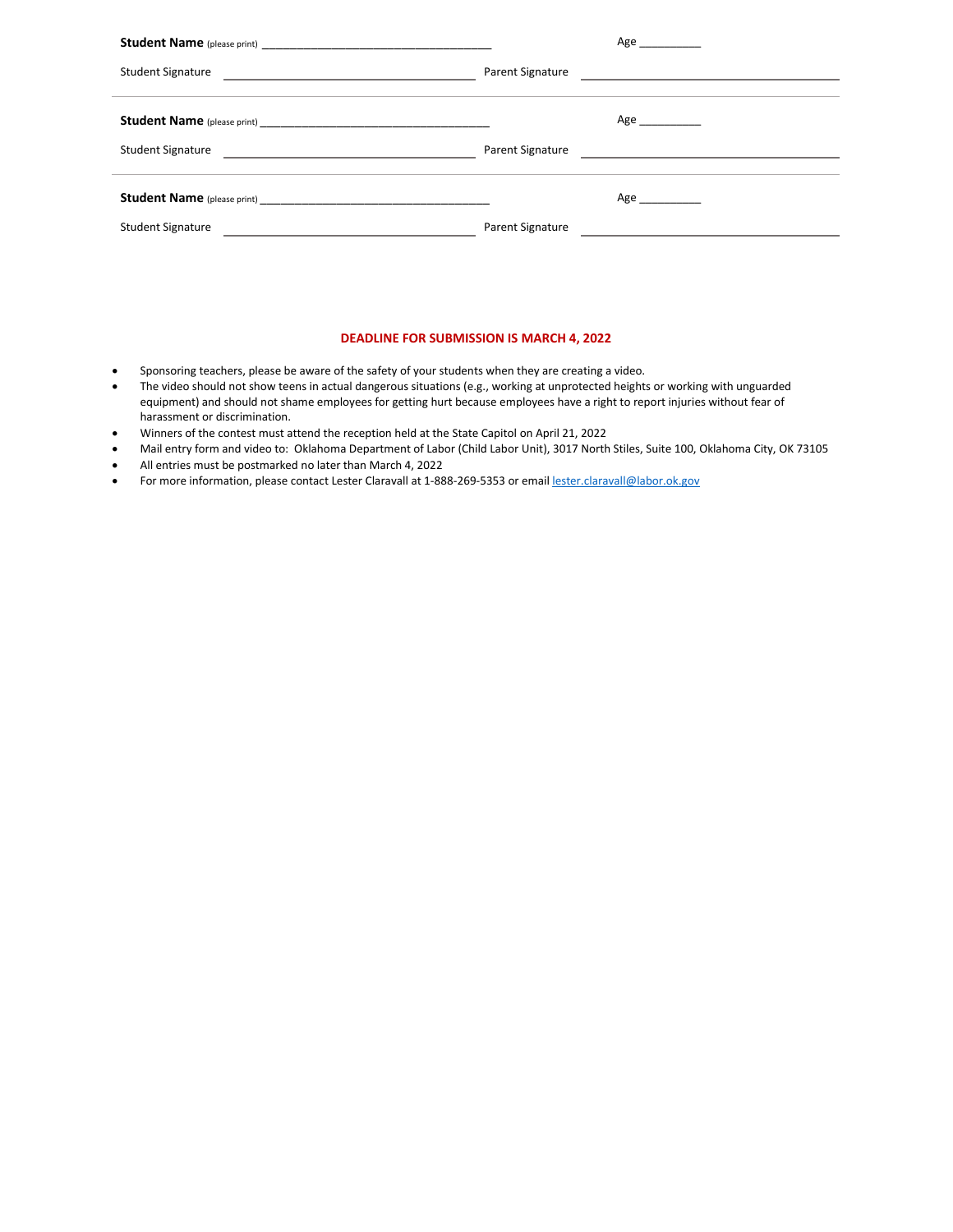**Student Name** (please print) ___________________________________ Age __________

Student Signature ___________________________________ Parent Signature ___________________________________

---

**Student Name** (please print) ___________________________________ Age __________

Student Signature ___________________________________ Parent Signature ___________________________________

---

**Student Name** (please print) ___________________________________ Age __________

Student Signature ___________________________________ Parent Signature ___________________________________

**DEADLINE FOR SUBMISSION IS MARCH 4, 2022**

- Sponsoring teachers, please be aware of the safety of your students when they are creating a video.
- The video should not show teens in actual dangerous situations (e.g., working at unprotected heights or working with unguarded equipment) and should not shame employees for getting hurt because employees have a right to report injuries without fear of harassment or discrimination.
- Winners of the contest must attend the reception held at the State Capitol on April 21, 2022
- Mail entry form and video to: Oklahoma Department of Labor (Child Labor Unit), 3017 North Stiles, Suite 100, Oklahoma City, OK 73105
- All entries must be postmarked no later than March 4, 2022
- For more information, please contact Lester Claravall at 1-888-269-5353 or email lester.claravall@labor.ok.gov